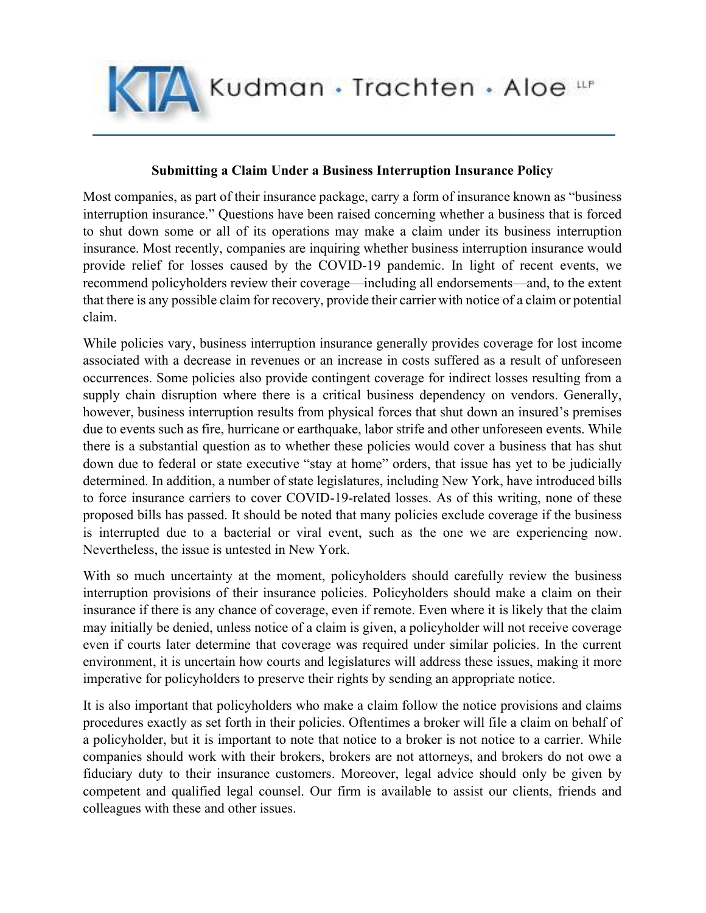KTA Kudman • Trachten • Aloe LLP

**Submitting a Claim Under a Business Interruption Insurance Policy**

Most companies, as part of their insurance package, carry a form of insurance known as "business interruption insurance." Questions have been raised concerning whether a business that is forced to shut down some or all of its operations may make a claim under its business interruption insurance. Most recently, companies are inquiring whether business interruption insurance would provide relief for losses caused by the COVID-19 pandemic. In light of recent events, we recommend policyholders review their coverage—including all endorsements—and, to the extent that there is any possible claim for recovery, provide their carrier with notice of a claim or potential claim.

While policies vary, business interruption insurance generally provides coverage for lost income associated with a decrease in revenues or an increase in costs suffered as a result of unforeseen occurrences. Some policies also provide contingent coverage for indirect losses resulting from a supply chain disruption where there is a critical business dependency on vendors. Generally, however, business interruption results from physical forces that shut down an insured's premises due to events such as fire, hurricane or earthquake, labor strife and other unforeseen events. While there is a substantial question as to whether these policies would cover a business that has shut down due to federal or state executive "stay at home" orders, that issue has yet to be judicially determined. In addition, a number of state legislatures, including New York, have introduced bills to force insurance carriers to cover COVID-19-related losses. As of this writing, none of these proposed bills has passed. It should be noted that many policies exclude coverage if the business is interrupted due to a bacterial or viral event, such as the one we are experiencing now. Nevertheless, the issue is untested in New York.

With so much uncertainty at the moment, policyholders should carefully review the business interruption provisions of their insurance policies. Policyholders should make a claim on their insurance if there is any chance of coverage, even if remote. Even where it is likely that the claim may initially be denied, unless notice of a claim is given, a policyholder will not receive coverage even if courts later determine that coverage was required under similar policies. In the current environment, it is uncertain how courts and legislatures will address these issues, making it more imperative for policyholders to preserve their rights by sending an appropriate notice.

It is also important that policyholders who make a claim follow the notice provisions and claims procedures exactly as set forth in their policies. Oftentimes a broker will file a claim on behalf of a policyholder, but it is important to note that notice to a broker is not notice to a carrier. While companies should work with their brokers, brokers are not attorneys, and brokers do not owe a fiduciary duty to their insurance customers. Moreover, legal advice should only be given by competent and qualified legal counsel. Our firm is available to assist our clients, friends and colleagues with these and other issues.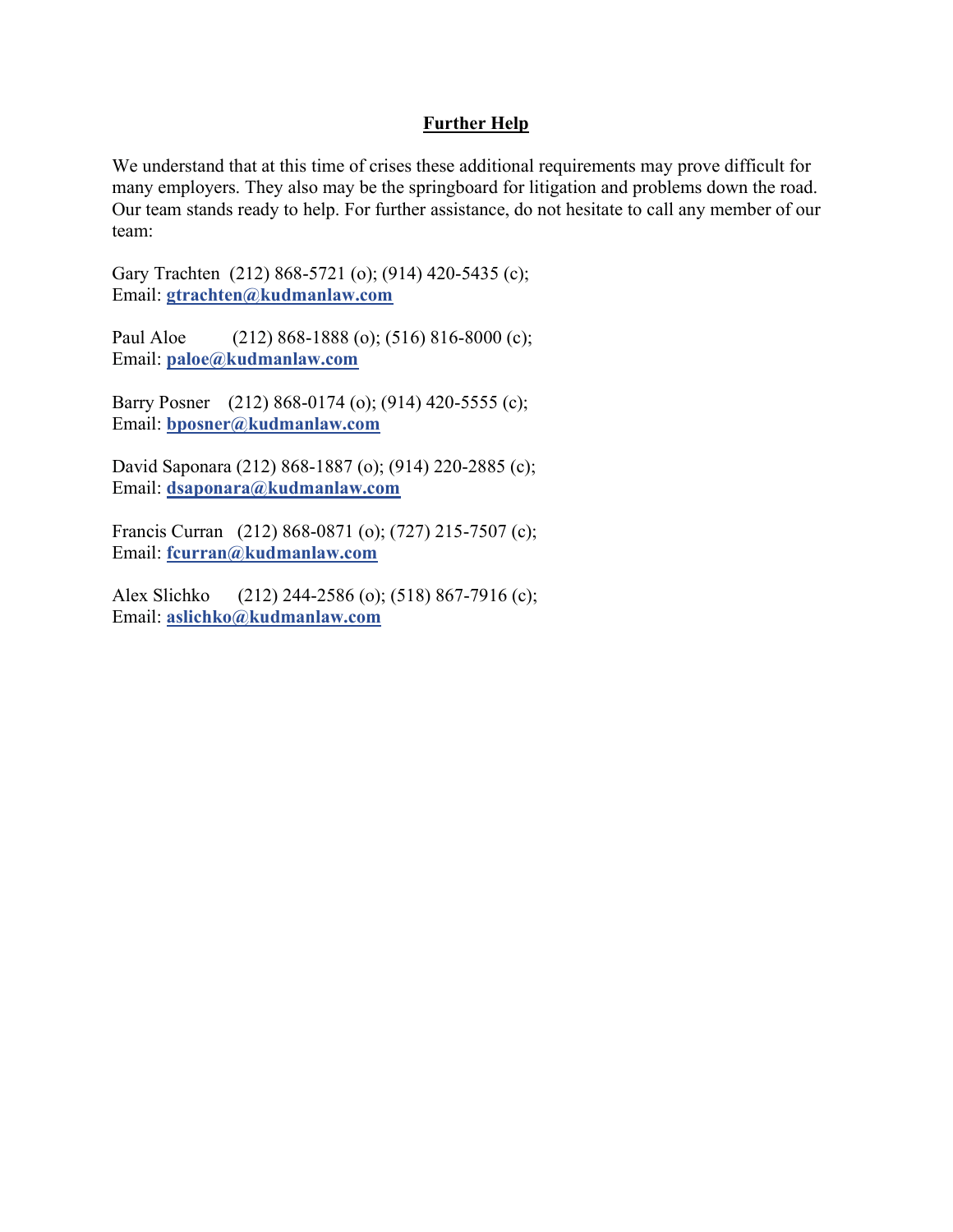## **Further Help**

We understand that at this time of crises these additional requirements may prove difficult for many employers. They also may be the springboard for litigation and problems down the road. Our team stands ready to help. For further assistance, do not hesitate to call any member of our team:

Gary Trachten (212) 868-5721 (o); (914) 420-5435 (c);
Email: **gtrachten@kudmanlaw.com**

Paul Aloe (212) 868-1888 (o); (516) 816-8000 (c);
Email: **paloe@kudmanlaw.com**

Barry Posner (212) 868-0174 (o); (914) 420-5555 (c);
Email: **bposner@kudmanlaw.com**

David Saponara (212) 868-1887 (o); (914) 220-2885 (c);
Email: **dsaponara@kudmanlaw.com**

Francis Curran (212) 868-0871 (o); (727) 215-7507 (c);
Email: **fcurran@kudmanlaw.com**

Alex Slichko (212) 244-2586 (o); (518) 867-7916 (c);
Email: **aslichko@kudmanlaw.com**